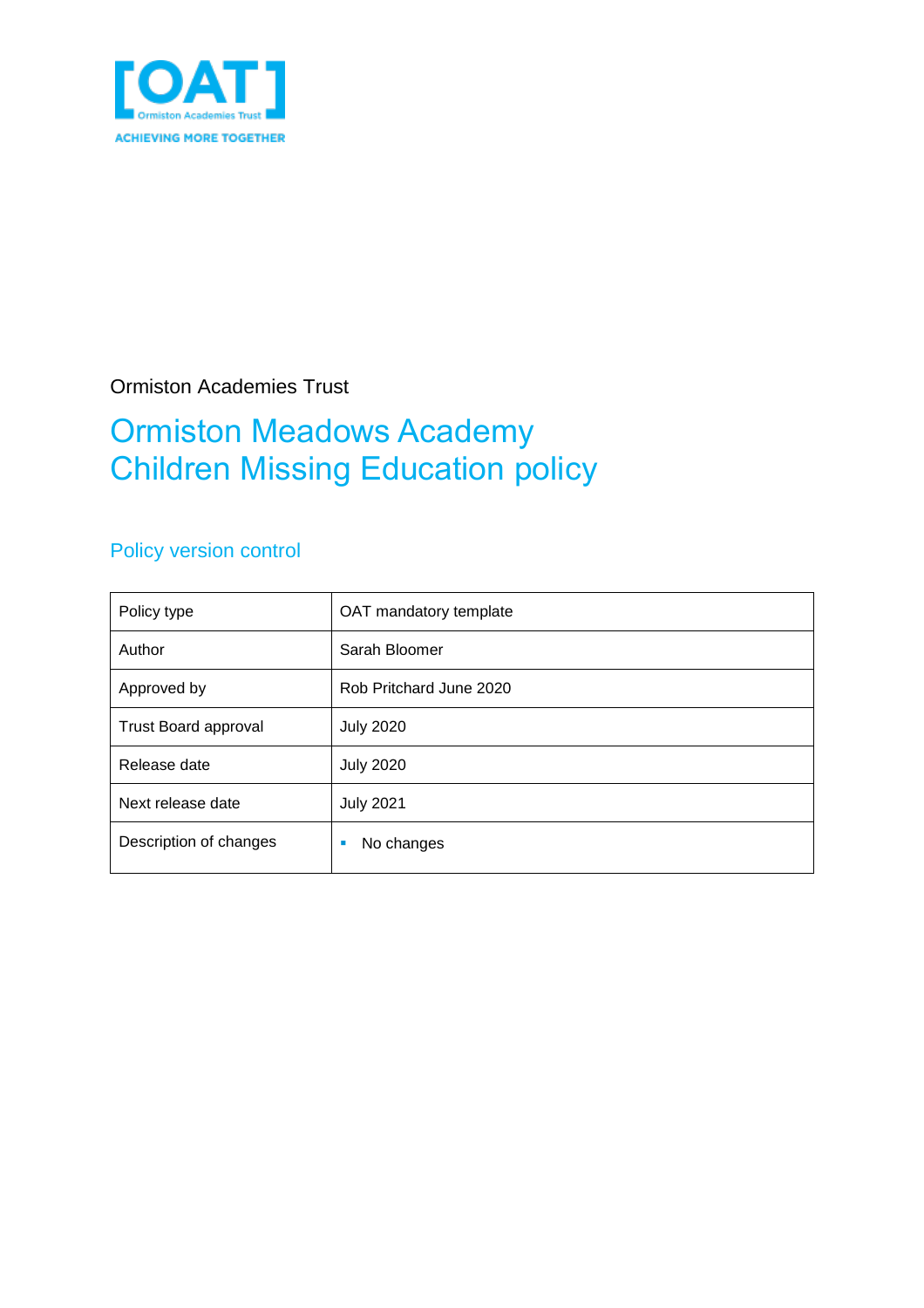[OAT]
Ormiston Academies Trust
ACHIEVING MORE TOGETHER

Ormiston Academies Trust

# Ormiston Meadows Academy Children Missing Education policy

## Policy version control

| Policy type | OAT mandatory template |
|---|---|
| Author | Sarah Bloomer |
| Approved by | Rob Pritchard June 2020 |
| Trust Board approval | July 2020 |
| Release date | July 2020 |
| Next release date | July 2021 |
| Description of changes | ▪ No changes |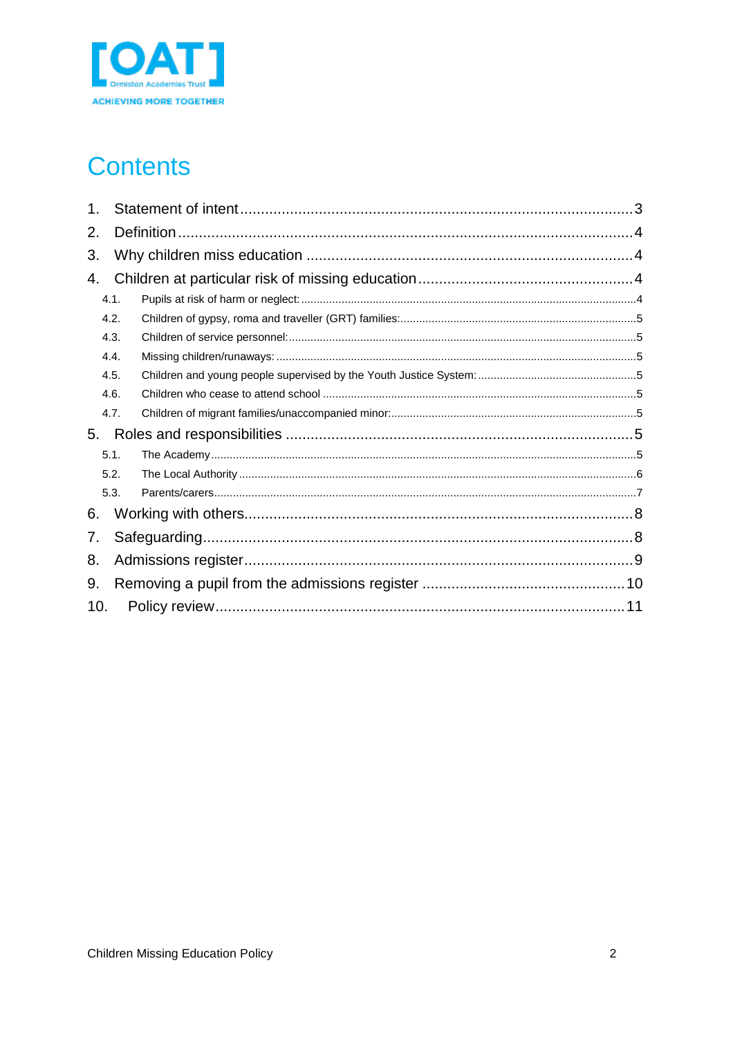# Contents

1. Statement of intent ........ 3
2. Definition ........ 4
3. Why children miss education ........ 4
4. Children at particular risk of missing education ........ 4
   - 4.1. Pupils at risk of harm or neglect: ........ 4
   - 4.2. Children of gypsy, roma and traveller (GRT) families: ........ 5
   - 4.3. Children of service personnel: ........ 5
   - 4.4. Missing children/runaways: ........ 5
   - 4.5. Children and young people supervised by the Youth Justice System: ........ 5
   - 4.6. Children who cease to attend school ........ 5
   - 4.7. Children of migrant families/unaccompanied minor: ........ 5
5. Roles and responsibilities ........ 5
   - 5.1. The Academy ........ 5
   - 5.2. The Local Authority ........ 6
   - 5.3. Parents/carers ........ 7
6. Working with others ........ 8
7. Safeguarding ........ 8
8. Admissions register ........ 9
9. Removing a pupil from the admissions register ........ 10
10. Policy review ........ 11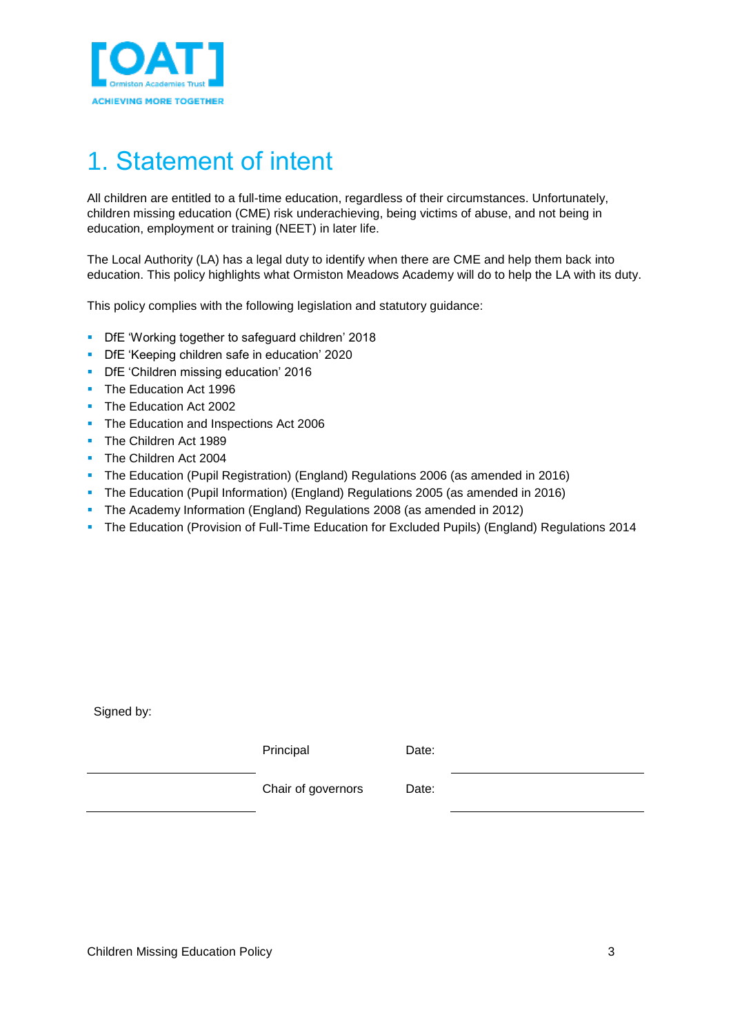# 1. Statement of intent

All children are entitled to a full-time education, regardless of their circumstances. Unfortunately, children missing education (CME) risk underachieving, being victims of abuse, and not being in education, employment or training (NEET) in later life.

The Local Authority (LA) has a legal duty to identify when there are CME and help them back into education. This policy highlights what Ormiston Meadows Academy will do to help the LA with its duty.

This policy complies with the following legislation and statutory guidance:

- DfE 'Working together to safeguard children' 2018
- DfE 'Keeping children safe in education' 2020
- DfE 'Children missing education' 2016
- The Education Act 1996
- The Education Act 2002
- The Education and Inspections Act 2006
- The Children Act 1989
- The Children Act 2004
- The Education (Pupil Registration) (England) Regulations 2006 (as amended in 2016)
- The Education (Pupil Information) (England) Regulations 2005 (as amended in 2016)
- The Academy Information (England) Regulations 2008 (as amended in 2012)
- The Education (Provision of Full-Time Education for Excluded Pupils) (England) Regulations 2014

Signed by:

| | | | |
|---|---|---|---|
| ______________________ | Principal | Date: | ______________________ |
| ______________________ | Chair of governors | Date: | ______________________ |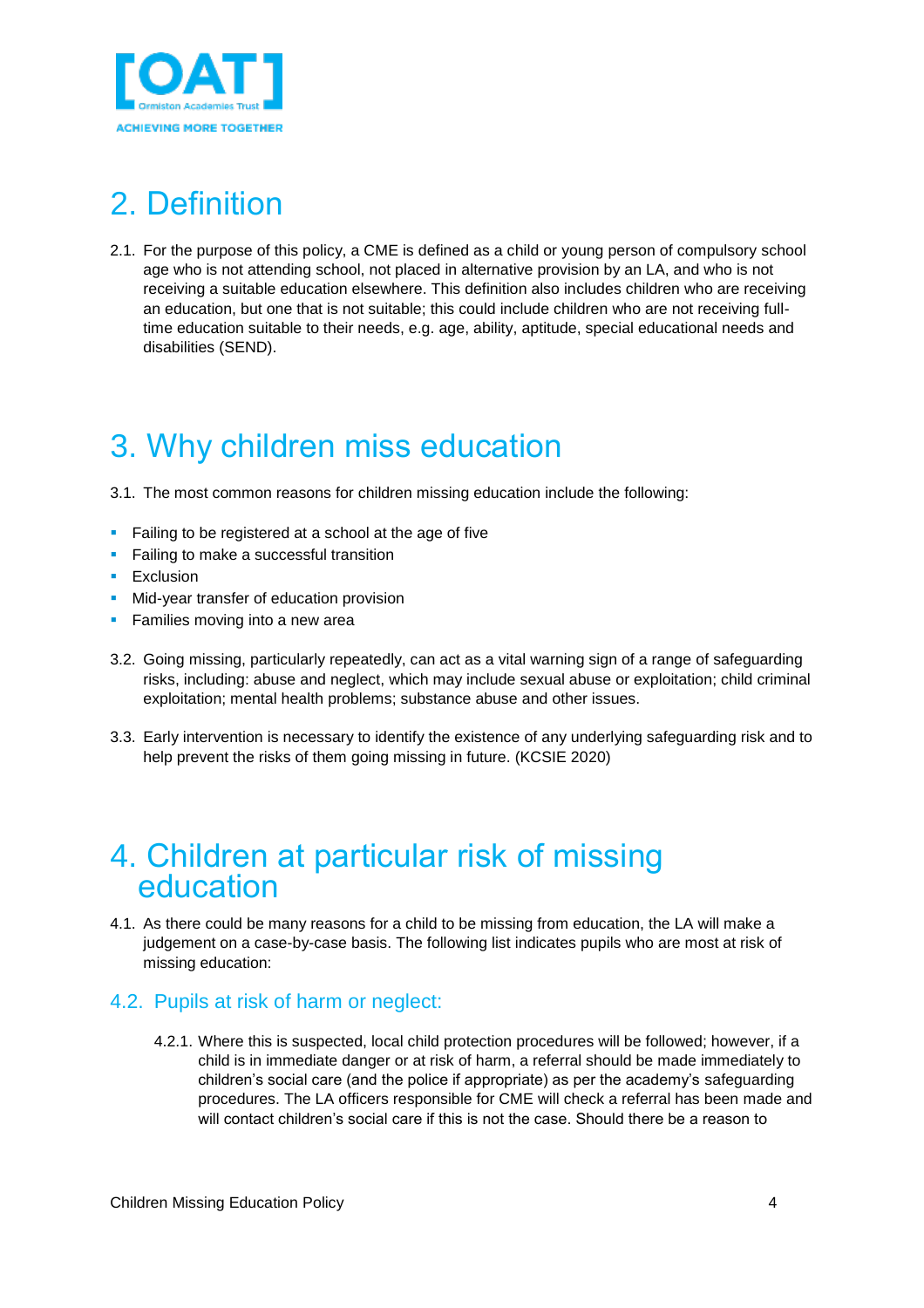# 2. Definition

2.1. For the purpose of this policy, a CME is defined as a child or young person of compulsory school age who is not attending school, not placed in alternative provision by an LA, and who is not receiving a suitable education elsewhere. This definition also includes children who are receiving an education, but one that is not suitable; this could include children who are not receiving full-time education suitable to their needs, e.g. age, ability, aptitude, special educational needs and disabilities (SEND).

# 3. Why children miss education

3.1. The most common reasons for children missing education include the following:

- Failing to be registered at a school at the age of five
- Failing to make a successful transition
- Exclusion
- Mid-year transfer of education provision
- Families moving into a new area

3.2. Going missing, particularly repeatedly, can act as a vital warning sign of a range of safeguarding risks, including: abuse and neglect, which may include sexual abuse or exploitation; child criminal exploitation; mental health problems; substance abuse and other issues.

3.3. Early intervention is necessary to identify the existence of any underlying safeguarding risk and to help prevent the risks of them going missing in future. (KCSIE 2020)

# 4. Children at particular risk of missing education

4.1. As there could be many reasons for a child to be missing from education, the LA will make a judgement on a case-by-case basis. The following list indicates pupils who are most at risk of missing education:

## 4.2. Pupils at risk of harm or neglect:

4.2.1. Where this is suspected, local child protection procedures will be followed; however, if a child is in immediate danger or at risk of harm, a referral should be made immediately to children's social care (and the police if appropriate) as per the academy's safeguarding procedures. The LA officers responsible for CME will check a referral has been made and will contact children's social care if this is not the case. Should there be a reason to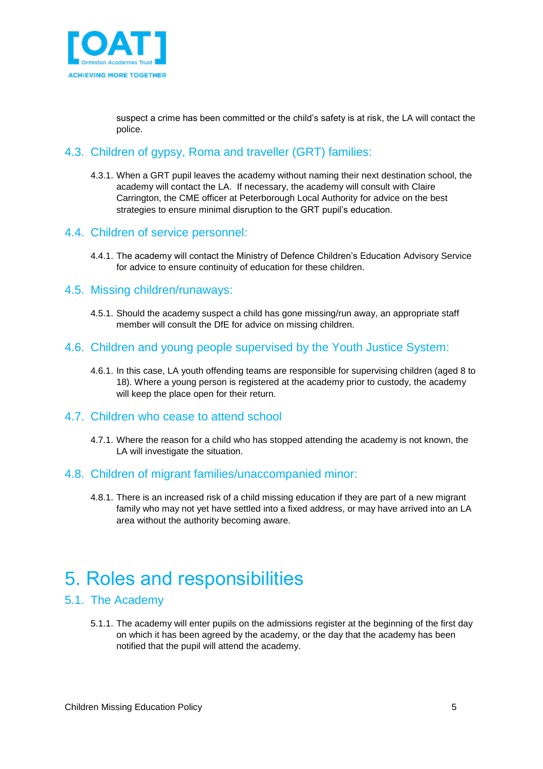suspect a crime has been committed or the child's safety is at risk, the LA will contact the police.

## 4.3. Children of gypsy, Roma and traveller (GRT) families:

4.3.1. When a GRT pupil leaves the academy without naming their next destination school, the academy will contact the LA. If necessary, the academy will consult with Claire Carrington, the CME officer at Peterborough Local Authority for advice on the best strategies to ensure minimal disruption to the GRT pupil's education.

## 4.4. Children of service personnel:

4.4.1. The academy will contact the Ministry of Defence Children's Education Advisory Service for advice to ensure continuity of education for these children.

## 4.5. Missing children/runaways:

4.5.1. Should the academy suspect a child has gone missing/run away, an appropriate staff member will consult the DfE for advice on missing children.

## 4.6. Children and young people supervised by the Youth Justice System:

4.6.1. In this case, LA youth offending teams are responsible for supervising children (aged 8 to 18). Where a young person is registered at the academy prior to custody, the academy will keep the place open for their return.

## 4.7. Children who cease to attend school

4.7.1. Where the reason for a child who has stopped attending the academy is not known, the LA will investigate the situation.

## 4.8. Children of migrant families/unaccompanied minor:

4.8.1. There is an increased risk of a child missing education if they are part of a new migrant family who may not yet have settled into a fixed address, or may have arrived into an LA area without the authority becoming aware.

# 5. Roles and responsibilities

## 5.1. The Academy

5.1.1. The academy will enter pupils on the admissions register at the beginning of the first day on which it has been agreed by the academy, or the day that the academy has been notified that the pupil will attend the academy.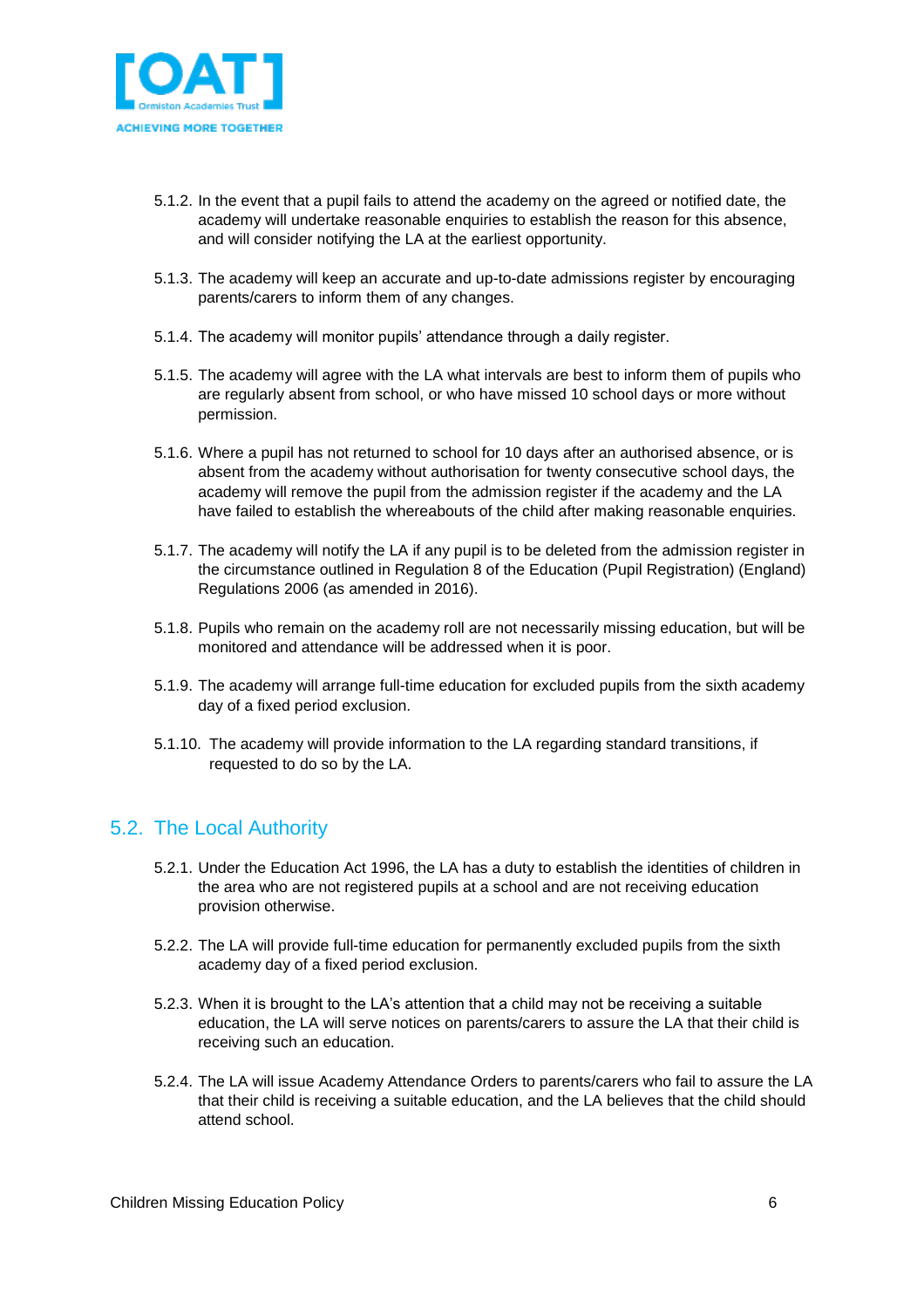5.1.2. In the event that a pupil fails to attend the academy on the agreed or notified date, the academy will undertake reasonable enquiries to establish the reason for this absence, and will consider notifying the LA at the earliest opportunity.

5.1.3. The academy will keep an accurate and up-to-date admissions register by encouraging parents/carers to inform them of any changes.

5.1.4. The academy will monitor pupils' attendance through a daily register.

5.1.5. The academy will agree with the LA what intervals are best to inform them of pupils who are regularly absent from school, or who have missed 10 school days or more without permission.

5.1.6. Where a pupil has not returned to school for 10 days after an authorised absence, or is absent from the academy without authorisation for twenty consecutive school days, the academy will remove the pupil from the admission register if the academy and the LA have failed to establish the whereabouts of the child after making reasonable enquiries.

5.1.7. The academy will notify the LA if any pupil is to be deleted from the admission register in the circumstance outlined in Regulation 8 of the Education (Pupil Registration) (England) Regulations 2006 (as amended in 2016).

5.1.8. Pupils who remain on the academy roll are not necessarily missing education, but will be monitored and attendance will be addressed when it is poor.

5.1.9. The academy will arrange full-time education for excluded pupils from the sixth academy day of a fixed period exclusion.

5.1.10. The academy will provide information to the LA regarding standard transitions, if requested to do so by the LA.

## 5.2. The Local Authority

5.2.1. Under the Education Act 1996, the LA has a duty to establish the identities of children in the area who are not registered pupils at a school and are not receiving education provision otherwise.

5.2.2. The LA will provide full-time education for permanently excluded pupils from the sixth academy day of a fixed period exclusion.

5.2.3. When it is brought to the LA's attention that a child may not be receiving a suitable education, the LA will serve notices on parents/carers to assure the LA that their child is receiving such an education.

5.2.4. The LA will issue Academy Attendance Orders to parents/carers who fail to assure the LA that their child is receiving a suitable education, and the LA believes that the child should attend school.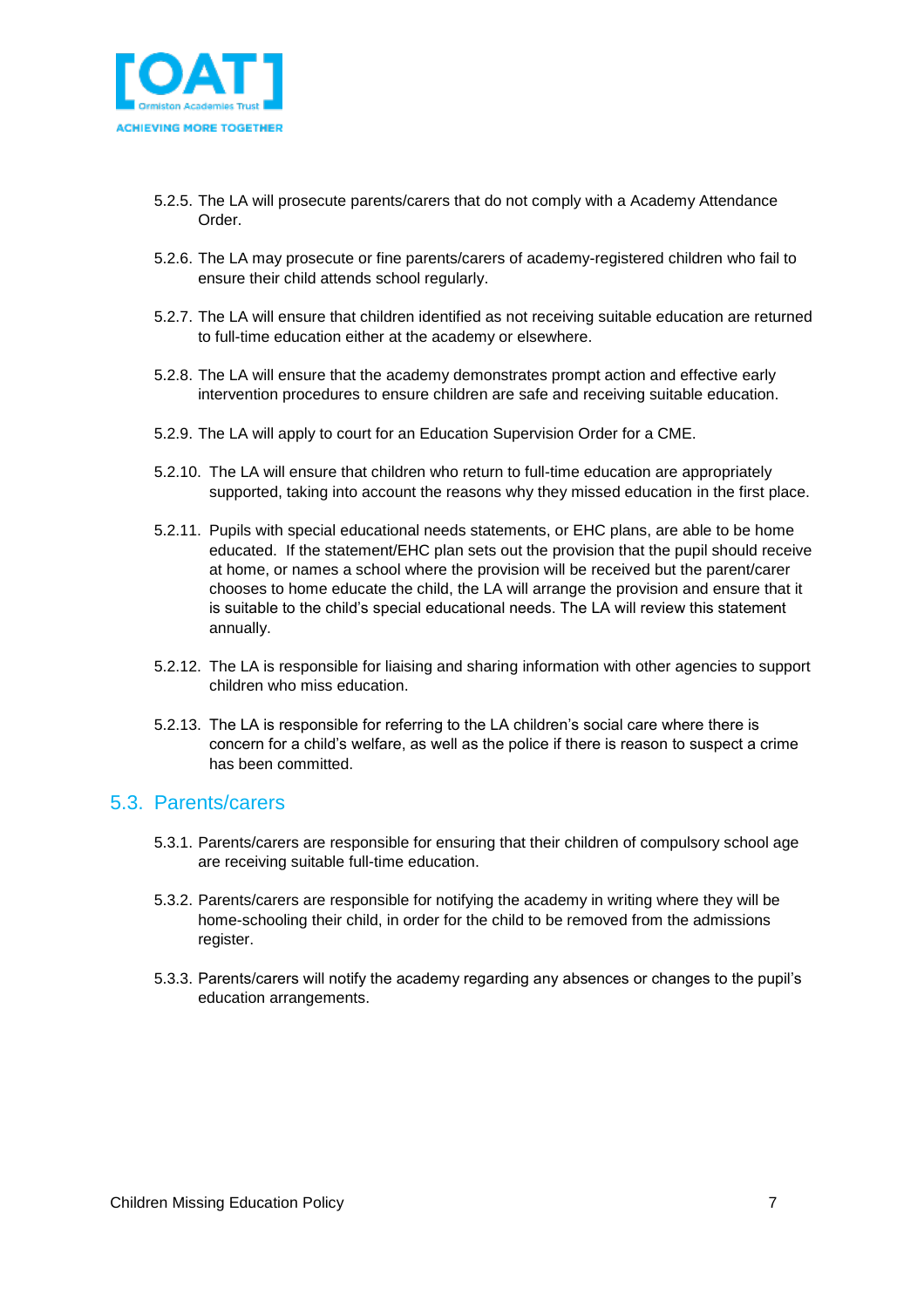5.2.5. The LA will prosecute parents/carers that do not comply with a Academy Attendance Order.

5.2.6. The LA may prosecute or fine parents/carers of academy-registered children who fail to ensure their child attends school regularly.

5.2.7. The LA will ensure that children identified as not receiving suitable education are returned to full-time education either at the academy or elsewhere.

5.2.8. The LA will ensure that the academy demonstrates prompt action and effective early intervention procedures to ensure children are safe and receiving suitable education.

5.2.9. The LA will apply to court for an Education Supervision Order for a CME.

5.2.10. The LA will ensure that children who return to full-time education are appropriately supported, taking into account the reasons why they missed education in the first place.

5.2.11. Pupils with special educational needs statements, or EHC plans, are able to be home educated. If the statement/EHC plan sets out the provision that the pupil should receive at home, or names a school where the provision will be received but the parent/carer chooses to home educate the child, the LA will arrange the provision and ensure that it is suitable to the child's special educational needs. The LA will review this statement annually.

5.2.12. The LA is responsible for liaising and sharing information with other agencies to support children who miss education.

5.2.13. The LA is responsible for referring to the LA children's social care where there is concern for a child's welfare, as well as the police if there is reason to suspect a crime has been committed.

## 5.3. Parents/carers

5.3.1. Parents/carers are responsible for ensuring that their children of compulsory school age are receiving suitable full-time education.

5.3.2. Parents/carers are responsible for notifying the academy in writing where they will be home-schooling their child, in order for the child to be removed from the admissions register.

5.3.3. Parents/carers will notify the academy regarding any absences or changes to the pupil's education arrangements.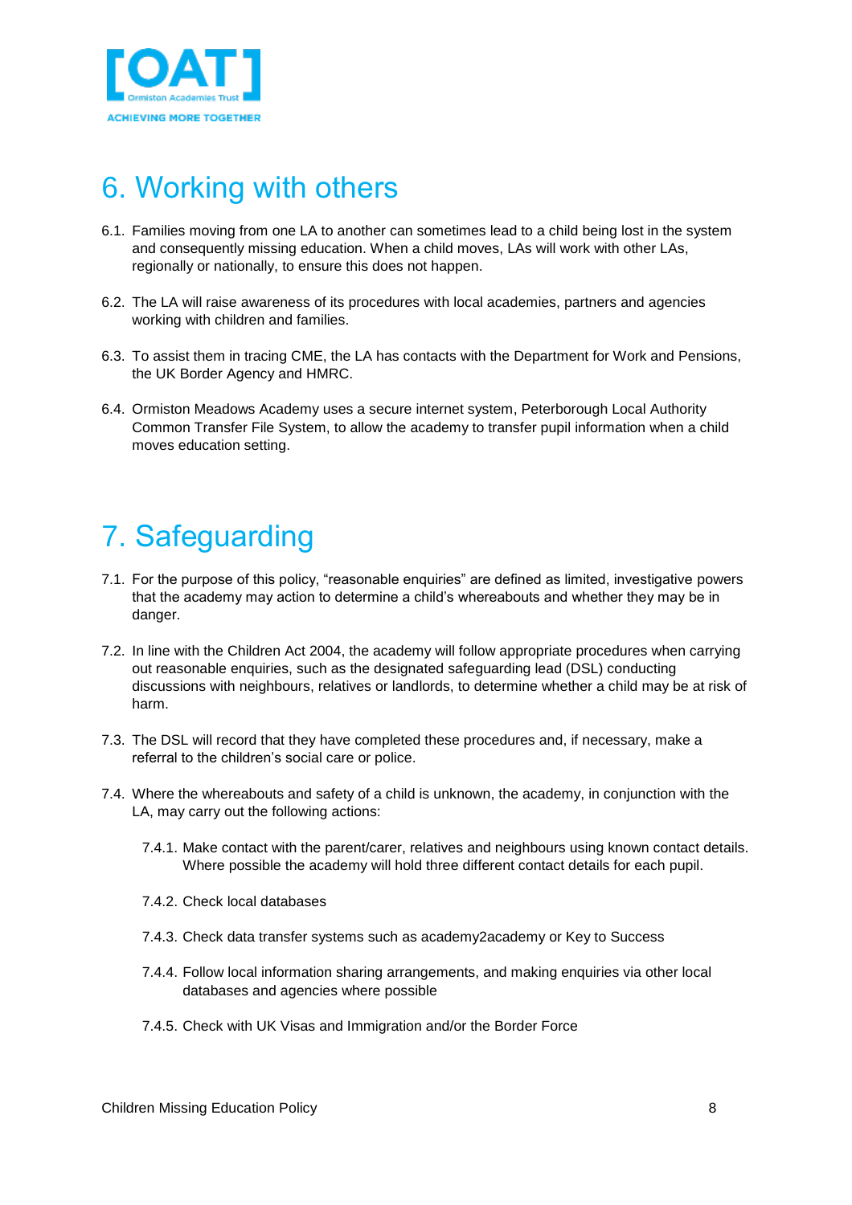# 6. Working with others

6.1. Families moving from one LA to another can sometimes lead to a child being lost in the system and consequently missing education. When a child moves, LAs will work with other LAs, regionally or nationally, to ensure this does not happen.

6.2. The LA will raise awareness of its procedures with local academies, partners and agencies working with children and families.

6.3. To assist them in tracing CME, the LA has contacts with the Department for Work and Pensions, the UK Border Agency and HMRC.

6.4. Ormiston Meadows Academy uses a secure internet system, Peterborough Local Authority Common Transfer File System, to allow the academy to transfer pupil information when a child moves education setting.

# 7. Safeguarding

7.1. For the purpose of this policy, "reasonable enquiries" are defined as limited, investigative powers that the academy may action to determine a child's whereabouts and whether they may be in danger.

7.2. In line with the Children Act 2004, the academy will follow appropriate procedures when carrying out reasonable enquiries, such as the designated safeguarding lead (DSL) conducting discussions with neighbours, relatives or landlords, to determine whether a child may be at risk of harm.

7.3. The DSL will record that they have completed these procedures and, if necessary, make a referral to the children's social care or police.

7.4. Where the whereabouts and safety of a child is unknown, the academy, in conjunction with the LA, may carry out the following actions:

7.4.1. Make contact with the parent/carer, relatives and neighbours using known contact details. Where possible the academy will hold three different contact details for each pupil.

7.4.2. Check local databases

7.4.3. Check data transfer systems such as academy2academy or Key to Success

7.4.4. Follow local information sharing arrangements, and making enquiries via other local databases and agencies where possible

7.4.5. Check with UK Visas and Immigration and/or the Border Force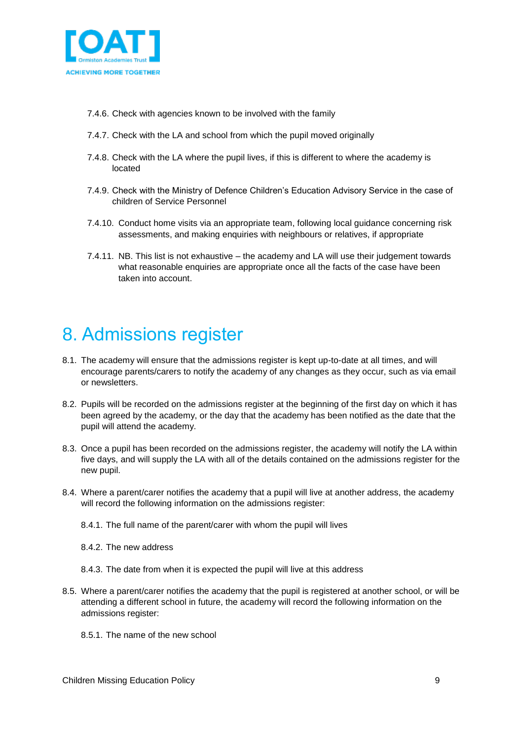7.4.6. Check with agencies known to be involved with the family

7.4.7. Check with the LA and school from which the pupil moved originally

7.4.8. Check with the LA where the pupil lives, if this is different to where the academy is located

7.4.9. Check with the Ministry of Defence Children's Education Advisory Service in the case of children of Service Personnel

7.4.10. Conduct home visits via an appropriate team, following local guidance concerning risk assessments, and making enquiries with neighbours or relatives, if appropriate

7.4.11. NB. This list is not exhaustive – the academy and LA will use their judgement towards what reasonable enquiries are appropriate once all the facts of the case have been taken into account.

# 8. Admissions register

8.1. The academy will ensure that the admissions register is kept up-to-date at all times, and will encourage parents/carers to notify the academy of any changes as they occur, such as via email or newsletters.

8.2. Pupils will be recorded on the admissions register at the beginning of the first day on which it has been agreed by the academy, or the day that the academy has been notified as the date that the pupil will attend the academy.

8.3. Once a pupil has been recorded on the admissions register, the academy will notify the LA within five days, and will supply the LA with all of the details contained on the admissions register for the new pupil.

8.4. Where a parent/carer notifies the academy that a pupil will live at another address, the academy will record the following information on the admissions register:

8.4.1. The full name of the parent/carer with whom the pupil will lives

8.4.2. The new address

8.4.3. The date from when it is expected the pupil will live at this address

8.5. Where a parent/carer notifies the academy that the pupil is registered at another school, or will be attending a different school in future, the academy will record the following information on the admissions register:

8.5.1. The name of the new school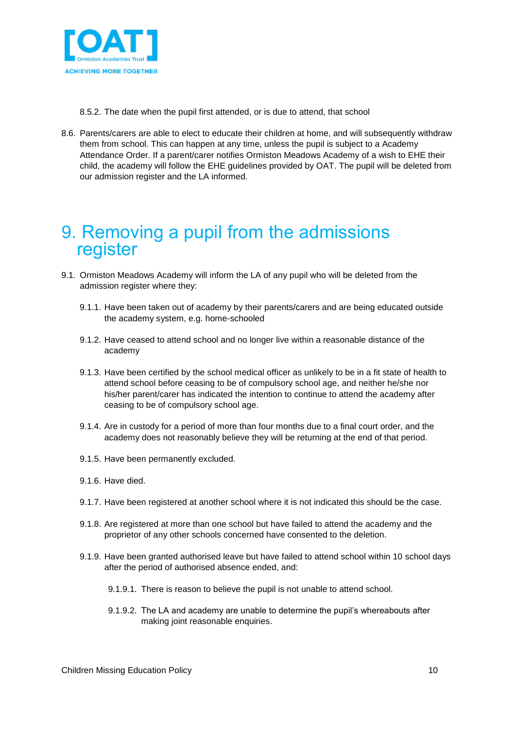8.5.2. The date when the pupil first attended, or is due to attend, that school

8.6. Parents/carers are able to elect to educate their children at home, and will subsequently withdraw them from school. This can happen at any time, unless the pupil is subject to a Academy Attendance Order. If a parent/carer notifies Ormiston Meadows Academy of a wish to EHE their child, the academy will follow the EHE guidelines provided by OAT. The pupil will be deleted from our admission register and the LA informed.

# 9. Removing a pupil from the admissions register

9.1. Ormiston Meadows Academy will inform the LA of any pupil who will be deleted from the admission register where they:

9.1.1. Have been taken out of academy by their parents/carers and are being educated outside the academy system, e.g. home-schooled

9.1.2. Have ceased to attend school and no longer live within a reasonable distance of the academy

9.1.3. Have been certified by the school medical officer as unlikely to be in a fit state of health to attend school before ceasing to be of compulsory school age, and neither he/she nor his/her parent/carer has indicated the intention to continue to attend the academy after ceasing to be of compulsory school age.

9.1.4. Are in custody for a period of more than four months due to a final court order, and the academy does not reasonably believe they will be returning at the end of that period.

9.1.5. Have been permanently excluded.

9.1.6. Have died.

9.1.7. Have been registered at another school where it is not indicated this should be the case.

9.1.8. Are registered at more than one school but have failed to attend the academy and the proprietor of any other schools concerned have consented to the deletion.

9.1.9. Have been granted authorised leave but have failed to attend school within 10 school days after the period of authorised absence ended, and:

9.1.9.1. There is reason to believe the pupil is not unable to attend school.

9.1.9.2. The LA and academy are unable to determine the pupil's whereabouts after making joint reasonable enquiries.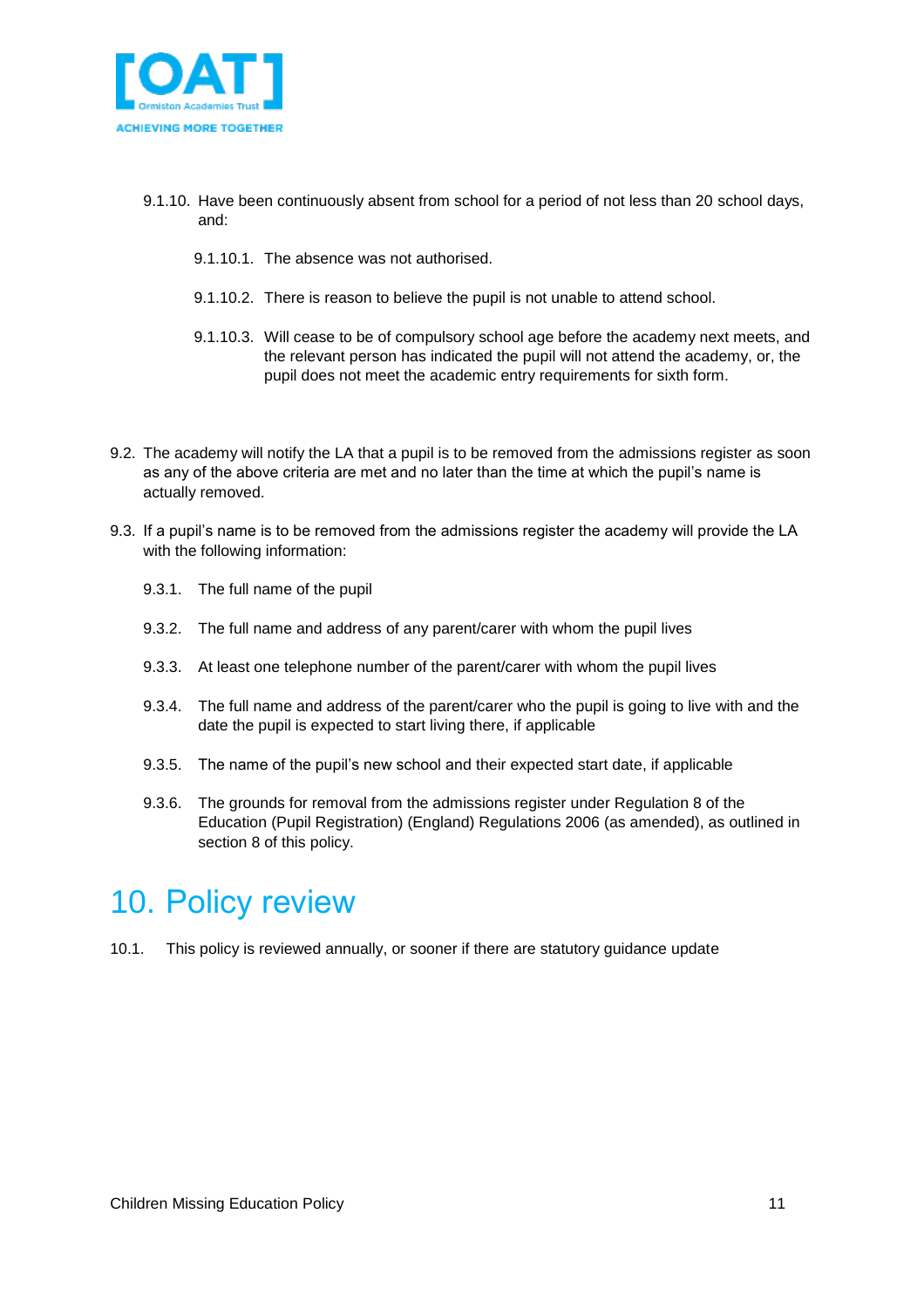9.1.10. Have been continuously absent from school for a period of not less than 20 school days, and:

9.1.10.1. The absence was not authorised.

9.1.10.2. There is reason to believe the pupil is not unable to attend school.

9.1.10.3. Will cease to be of compulsory school age before the academy next meets, and the relevant person has indicated the pupil will not attend the academy, or, the pupil does not meet the academic entry requirements for sixth form.

9.2. The academy will notify the LA that a pupil is to be removed from the admissions register as soon as any of the above criteria are met and no later than the time at which the pupil's name is actually removed.

9.3. If a pupil's name is to be removed from the admissions register the academy will provide the LA with the following information:

9.3.1. The full name of the pupil

9.3.2. The full name and address of any parent/carer with whom the pupil lives

9.3.3. At least one telephone number of the parent/carer with whom the pupil lives

9.3.4. The full name and address of the parent/carer who the pupil is going to live with and the date the pupil is expected to start living there, if applicable

9.3.5. The name of the pupil's new school and their expected start date, if applicable

9.3.6. The grounds for removal from the admissions register under Regulation 8 of the Education (Pupil Registration) (England) Regulations 2006 (as amended), as outlined in section 8 of this policy.

# 10. Policy review

10.1. This policy is reviewed annually, or sooner if there are statutory guidance update